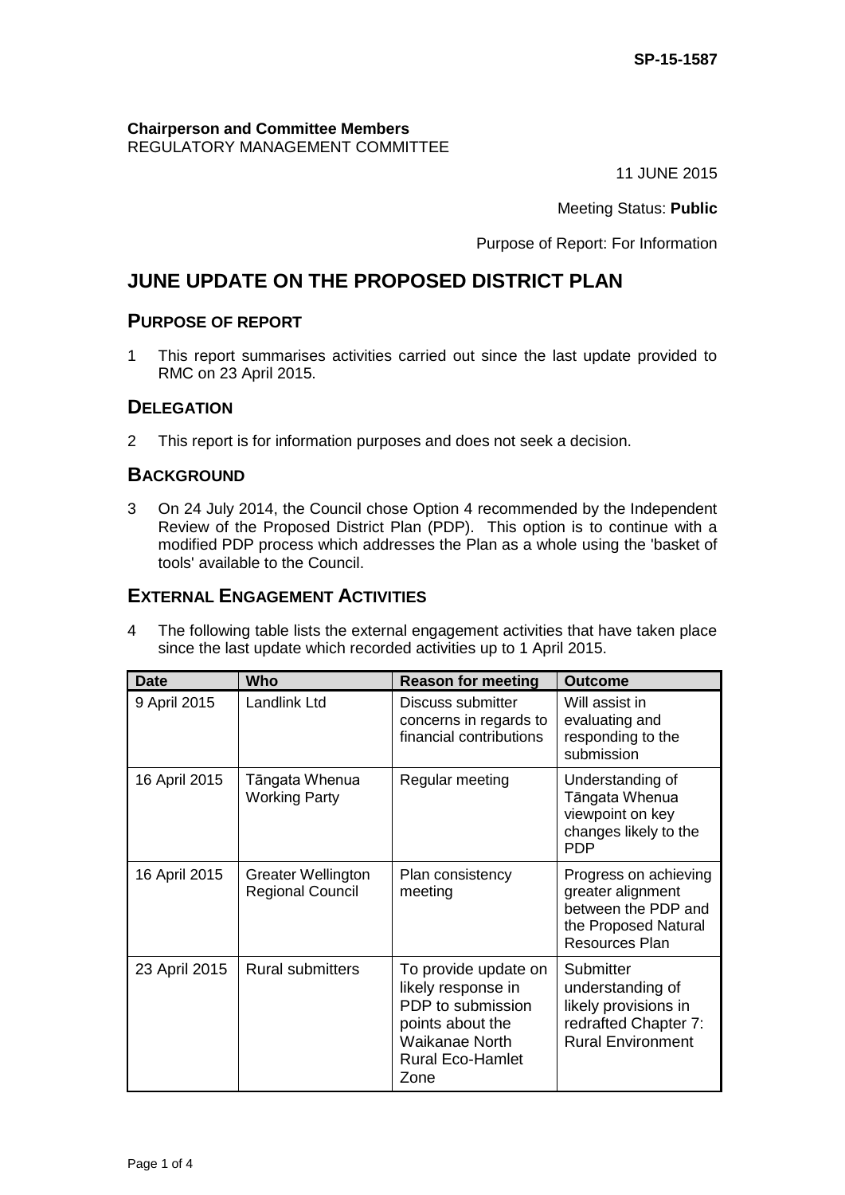SP-15-1587

**Chairperson and Committee Members**
REGULATORY MANAGEMENT COMMITTEE

11 JUNE 2015

Meeting Status: **Public**

Purpose of Report: For Information

# JUNE UPDATE ON THE PROPOSED DISTRICT PLAN

## PURPOSE OF REPORT

1 This report summarises activities carried out since the last update provided to RMC on 23 April 2015.

## DELEGATION

2 This report is for information purposes and does not seek a decision.

## BACKGROUND

3 On 24 July 2014, the Council chose Option 4 recommended by the Independent Review of the Proposed District Plan (PDP). This option is to continue with a modified PDP process which addresses the Plan as a whole using the 'basket of tools' available to the Council.

## EXTERNAL ENGAGEMENT ACTIVITIES

4 The following table lists the external engagement activities that have taken place since the last update which recorded activities up to 1 April 2015.

| Date | Who | Reason for meeting | Outcome |
|---|---|---|---|
| 9 April 2015 | Landlink Ltd | Discuss submitter concerns in regards to financial contributions | Will assist in evaluating and responding to the submission |
| 16 April 2015 | Tāngata Whenua Working Party | Regular meeting | Understanding of Tāngata Whenua viewpoint on key changes likely to the PDP |
| 16 April 2015 | Greater Wellington Regional Council | Plan consistency meeting | Progress on achieving greater alignment between the PDP and the Proposed Natural Resources Plan |
| 23 April 2015 | Rural submitters | To provide update on likely response in PDP to submission points about the Waikanae North Rural Eco-Hamlet Zone | Submitter understanding of likely provisions in redrafted Chapter 7: Rural Environment |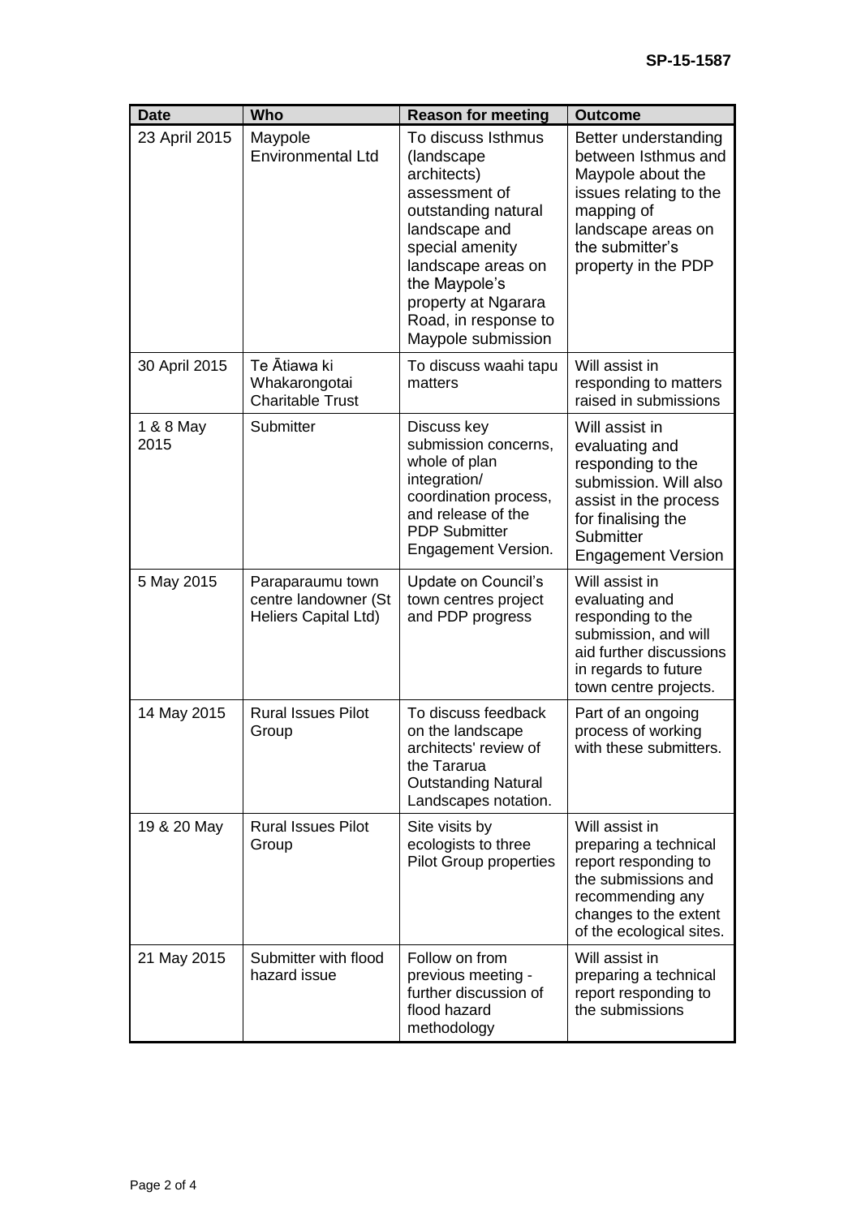| Date | Who | Reason for meeting | Outcome |
|---|---|---|---|
| 23 April 2015 | Maypole Environmental Ltd | To discuss Isthmus (landscape architects) assessment of outstanding natural landscape and special amenity landscape areas on the Maypole's property at Ngarara Road, in response to Maypole submission | Better understanding between Isthmus and Maypole about the issues relating to the mapping of landscape areas on the submitter's property in the PDP |
| 30 April 2015 | Te Ātiawa ki Whakarongotai Charitable Trust | To discuss waahi tapu matters | Will assist in responding to matters raised in submissions |
| 1 & 8 May 2015 | Submitter | Discuss key submission concerns, whole of plan integration/ coordination process, and release of the PDP Submitter Engagement Version. | Will assist in evaluating and responding to the submission. Will also assist in the process for finalising the Submitter Engagement Version |
| 5 May 2015 | Paraparaumu town centre landowner (St Heliers Capital Ltd) | Update on Council's town centres project and PDP progress | Will assist in evaluating and responding to the submission, and will aid further discussions in regards to future town centre projects. |
| 14 May 2015 | Rural Issues Pilot Group | To discuss feedback on the landscape architects' review of the Tararua Outstanding Natural Landscapes notation. | Part of an ongoing process of working with these submitters. |
| 19 & 20 May | Rural Issues Pilot Group | Site visits by ecologists to three Pilot Group properties | Will assist in preparing a technical report responding to the submissions and recommending any changes to the extent of the ecological sites. |
| 21 May 2015 | Submitter with flood hazard issue | Follow on from previous meeting - further discussion of flood hazard methodology | Will assist in preparing a technical report responding to the submissions |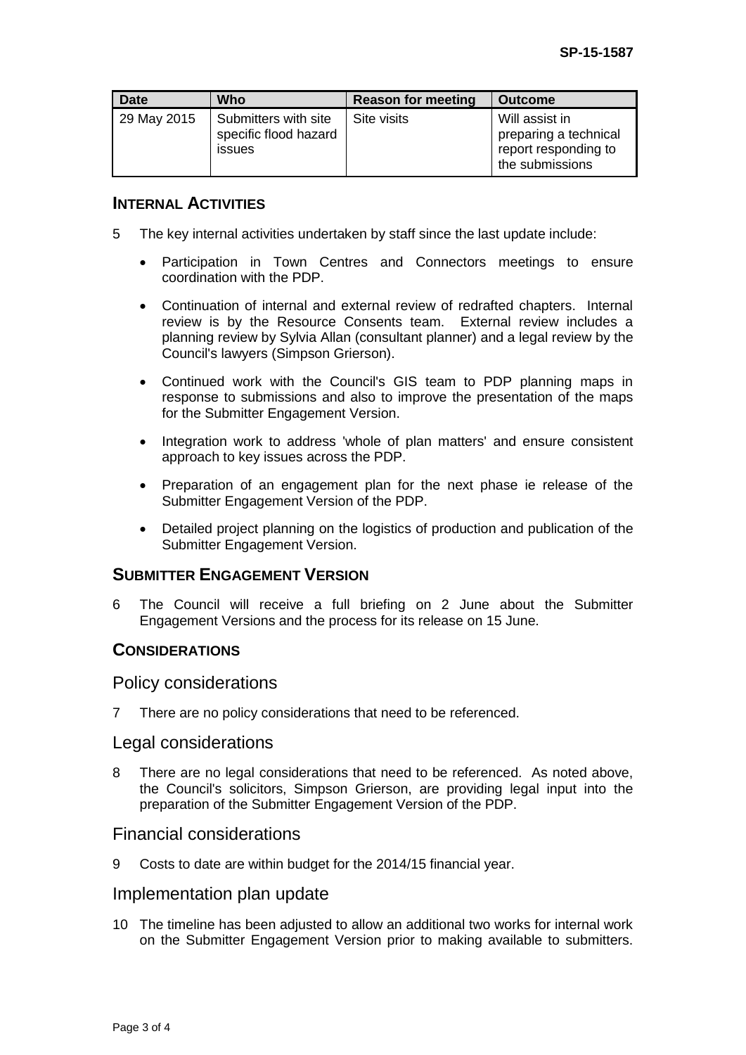| Date | Who | Reason for meeting | Outcome |
|---|---|---|---|
| 29 May 2015 | Submitters with site specific flood hazard issues | Site visits | Will assist in preparing a technical report responding to the submissions |

## INTERNAL ACTIVITIES

5 The key internal activities undertaken by staff since the last update include:

- Participation in Town Centres and Connectors meetings to ensure coordination with the PDP.
- Continuation of internal and external review of redrafted chapters. Internal review is by the Resource Consents team. External review includes a planning review by Sylvia Allan (consultant planner) and a legal review by the Council's lawyers (Simpson Grierson).
- Continued work with the Council's GIS team to PDP planning maps in response to submissions and also to improve the presentation of the maps for the Submitter Engagement Version.
- Integration work to address 'whole of plan matters' and ensure consistent approach to key issues across the PDP.
- Preparation of an engagement plan for the next phase ie release of the Submitter Engagement Version of the PDP.
- Detailed project planning on the logistics of production and publication of the Submitter Engagement Version.

## SUBMITTER ENGAGEMENT VERSION

6 The Council will receive a full briefing on 2 June about the Submitter Engagement Versions and the process for its release on 15 June.

## CONSIDERATIONS

### Policy considerations

7 There are no policy considerations that need to be referenced.

### Legal considerations

8 There are no legal considerations that need to be referenced. As noted above, the Council's solicitors, Simpson Grierson, are providing legal input into the preparation of the Submitter Engagement Version of the PDP.

### Financial considerations

9 Costs to date are within budget for the 2014/15 financial year.

### Implementation plan update

10 The timeline has been adjusted to allow an additional two works for internal work on the Submitter Engagement Version prior to making available to submitters.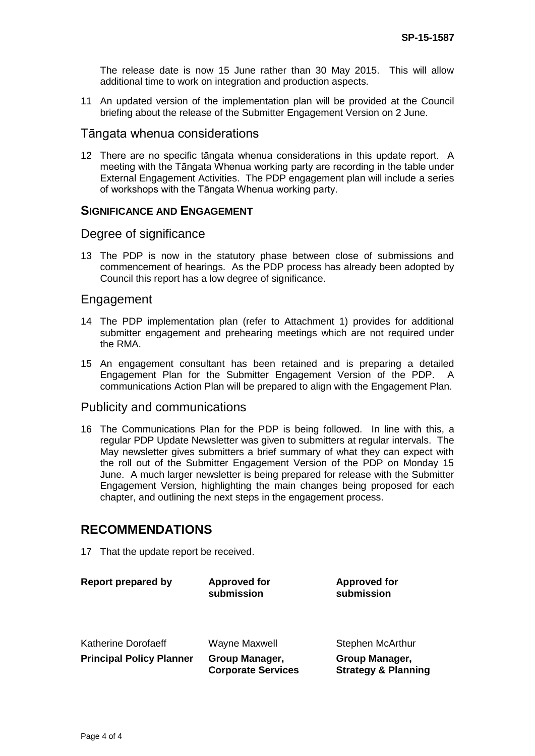The release date is now 15 June rather than 30 May 2015. This will allow additional time to work on integration and production aspects.

11 An updated version of the implementation plan will be provided at the Council briefing about the release of the Submitter Engagement Version on 2 June.

### Tāngata whenua considerations

12 There are no specific tāngata whenua considerations in this update report. A meeting with the Tāngata Whenua working party are recording in the table under External Engagement Activities. The PDP engagement plan will include a series of workshops with the Tāngata Whenua working party.

## SIGNIFICANCE AND ENGAGEMENT

### Degree of significance

13 The PDP is now in the statutory phase between close of submissions and commencement of hearings. As the PDP process has already been adopted by Council this report has a low degree of significance.

### Engagement

14 The PDP implementation plan (refer to Attachment 1) provides for additional submitter engagement and prehearing meetings which are not required under the RMA.

15 An engagement consultant has been retained and is preparing a detailed Engagement Plan for the Submitter Engagement Version of the PDP. A communications Action Plan will be prepared to align with the Engagement Plan.

### Publicity and communications

16 The Communications Plan for the PDP is being followed. In line with this, a regular PDP Update Newsletter was given to submitters at regular intervals. The May newsletter gives submitters a brief summary of what they can expect with the roll out of the Submitter Engagement Version of the PDP on Monday 15 June. A much larger newsletter is being prepared for release with the Submitter Engagement Version, highlighting the main changes being proposed for each chapter, and outlining the next steps in the engagement process.

# RECOMMENDATIONS

17 That the update report be received.

| Report prepared by | Approved for submission | Approved for submission |
|---|---|---|
| Katherine Dorofaeff | Wayne Maxwell | Stephen McArthur |
| **Principal Policy Planner** | **Group Manager, Corporate Services** | **Group Manager, Strategy & Planning** |